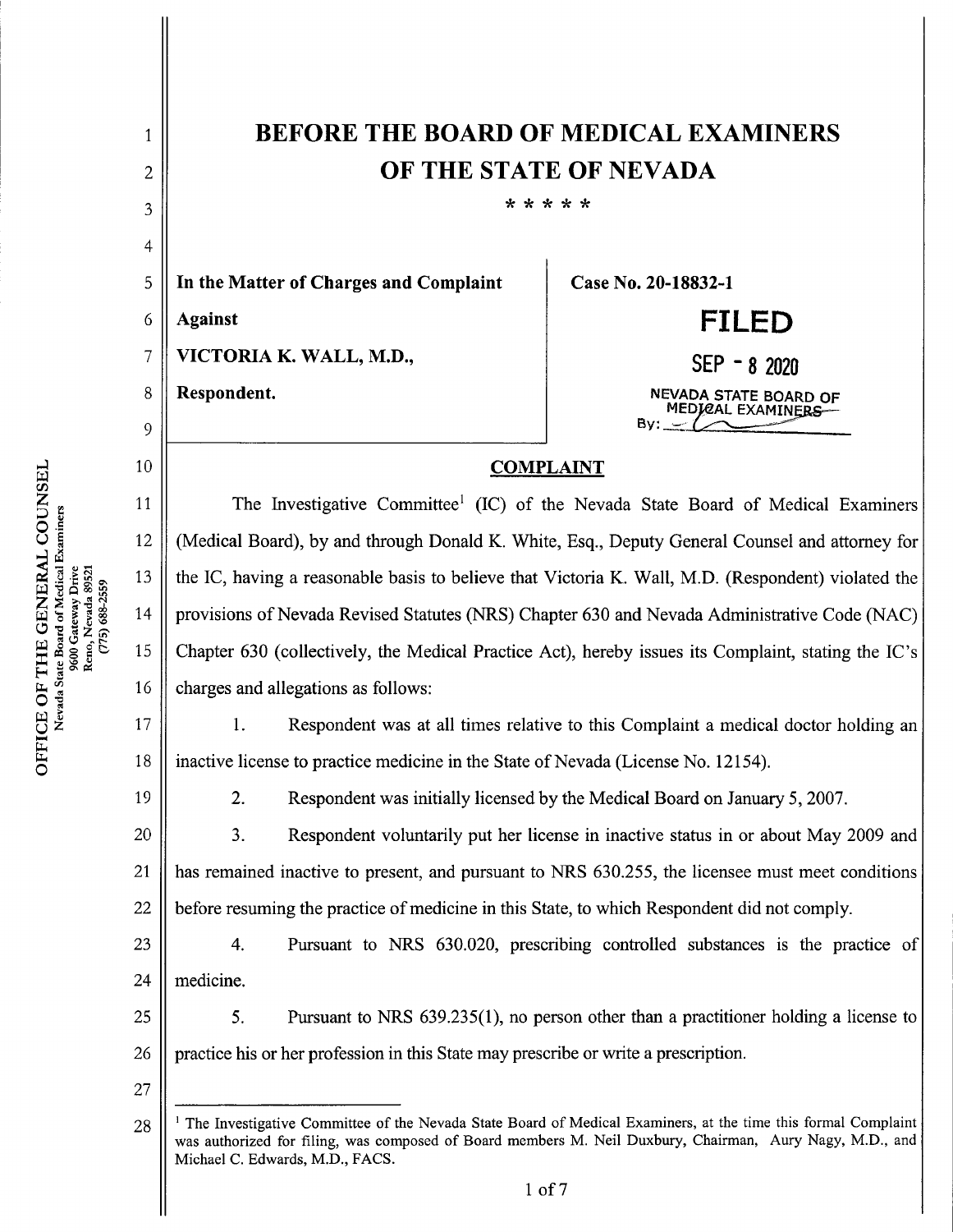# BEFORE THE BOARD OF MEDICAL EXAMINERS OF THE STATE OF NEVADA

\* \* \* \* \*

**In the Matter of Charges and Complaint Against**

**VICTORIA K. WALL, M.D.,**

**Respondent.**

**Case No. 20-18832-1**

**FILED**

**SEP - 8 2020**

NEVADA STATE BOARD OF MEDICAL EXAMINERS

By: ________

## COMPLAINT

The Investigative Committee[1] (IC) of the Nevada State Board of Medical Examiners (Medical Board), by and through Donald K. White, Esq., Deputy General Counsel and attorney for the IC, having a reasonable basis to believe that Victoria K. Wall, M.D. (Respondent) violated the provisions of Nevada Revised Statutes (NRS) Chapter 630 and Nevada Administrative Code (NAC) Chapter 630 (collectively, the Medical Practice Act), hereby issues its Complaint, stating the IC's charges and allegations as follows:

1. Respondent was at all times relative to this Complaint a medical doctor holding an inactive license to practice medicine in the State of Nevada (License No. 12154).

2. Respondent was initially licensed by the Medical Board on January 5, 2007.

3. Respondent voluntarily put her license in inactive status in or about May 2009 and has remained inactive to present, and pursuant to NRS 630.255, the licensee must meet conditions before resuming the practice of medicine in this State, to which Respondent did not comply.

4. Pursuant to NRS 630.020, prescribing controlled substances is the practice of medicine.

5. Pursuant to NRS 639.235(1), no person other than a practitioner holding a license to practice his or her profession in this State may prescribe or write a prescription.

---

[1] The Investigative Committee of the Nevada State Board of Medical Examiners, at the time this formal Complaint was authorized for filing, was composed of Board members M. Neil Duxbury, Chairman, Aury Nagy, M.D., and Michael C. Edwards, M.D., FACS.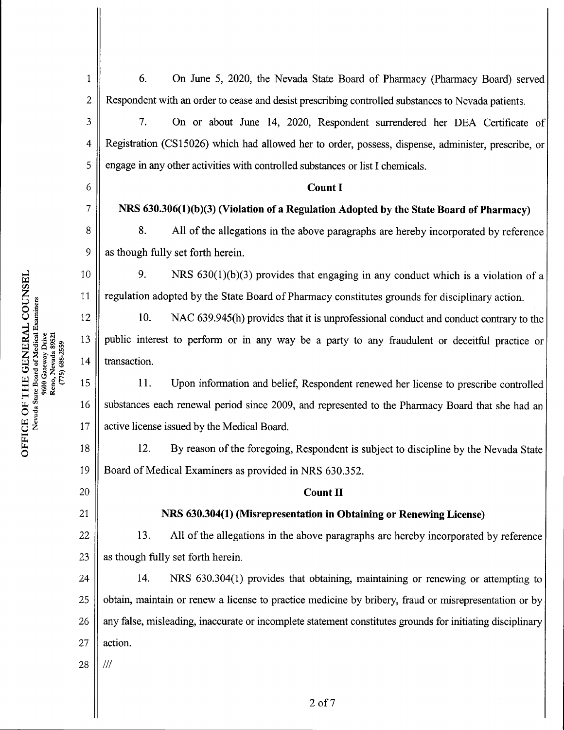6. On June 5, 2020, the Nevada State Board of Pharmacy (Pharmacy Board) served Respondent with an order to cease and desist prescribing controlled substances to Nevada patients.

7. On or about June 14, 2020, Respondent surrendered her DEA Certificate of Registration (CS15026) which had allowed her to order, possess, dispense, administer, prescribe, or engage in any other activities with controlled substances or list I chemicals.

**Count I**

**NRS 630.306(1)(b)(3) (Violation of a Regulation Adopted by the State Board of Pharmacy)**

8. All of the allegations in the above paragraphs are hereby incorporated by reference as though fully set forth herein.

9. NRS 630(1)(b)(3) provides that engaging in any conduct which is a violation of a regulation adopted by the State Board of Pharmacy constitutes grounds for disciplinary action.

10. NAC 639.945(h) provides that it is unprofessional conduct and conduct contrary to the public interest to perform or in any way be a party to any fraudulent or deceitful practice or transaction.

11. Upon information and belief, Respondent renewed her license to prescribe controlled substances each renewal period since 2009, and represented to the Pharmacy Board that she had an active license issued by the Medical Board.

12. By reason of the foregoing, Respondent is subject to discipline by the Nevada State Board of Medical Examiners as provided in NRS 630.352.

**Count II**

**NRS 630.304(1) (Misrepresentation in Obtaining or Renewing License)**

13. All of the allegations in the above paragraphs are hereby incorporated by reference as though fully set forth herein.

14. NRS 630.304(1) provides that obtaining, maintaining or renewing or attempting to obtain, maintain or renew a license to practice medicine by bribery, fraud or misrepresentation or by any false, misleading, inaccurate or incomplete statement constitutes grounds for initiating disciplinary action.

///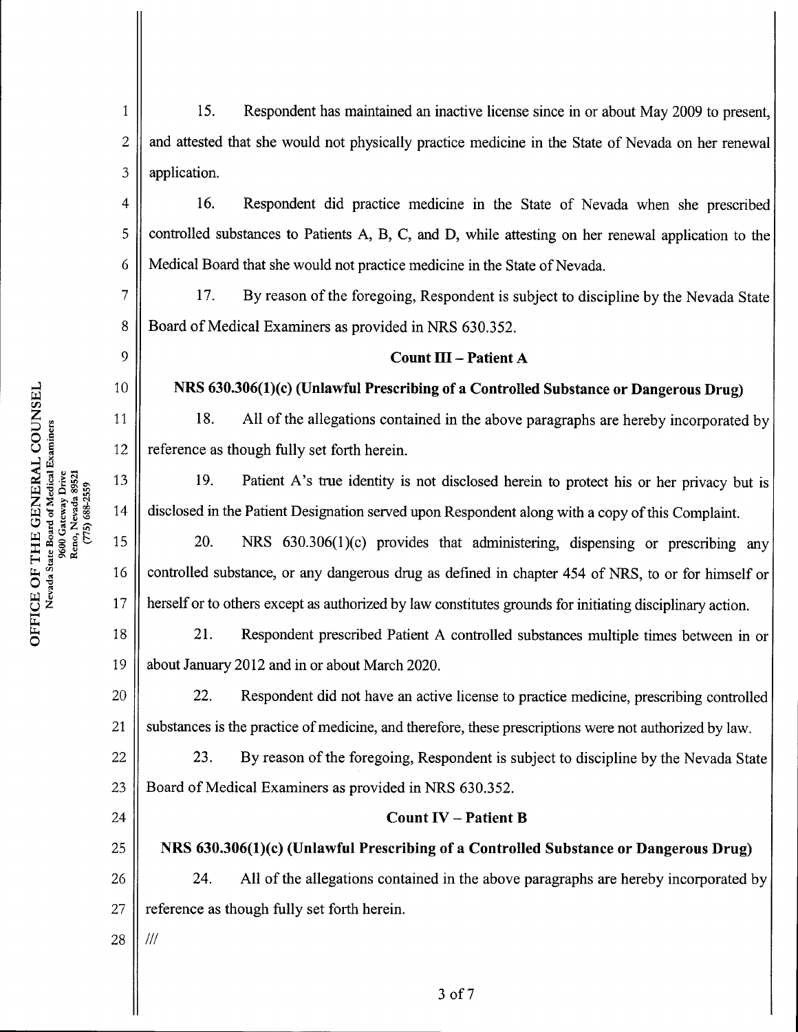15. Respondent has maintained an inactive license since in or about May 2009 to present, and attested that she would not physically practice medicine in the State of Nevada on her renewal application.

16. Respondent did practice medicine in the State of Nevada when she prescribed controlled substances to Patients A, B, C, and D, while attesting on her renewal application to the Medical Board that she would not practice medicine in the State of Nevada.

17. By reason of the foregoing, Respondent is subject to discipline by the Nevada State Board of Medical Examiners as provided in NRS 630.352.

**Count III – Patient A**

**NRS 630.306(1)(c) (Unlawful Prescribing of a Controlled Substance or Dangerous Drug)**

18. All of the allegations contained in the above paragraphs are hereby incorporated by reference as though fully set forth herein.

19. Patient A's true identity is not disclosed herein to protect his or her privacy but is disclosed in the Patient Designation served upon Respondent along with a copy of this Complaint.

20. NRS 630.306(1)(c) provides that administering, dispensing or prescribing any controlled substance, or any dangerous drug as defined in chapter 454 of NRS, to or for himself or herself or to others except as authorized by law constitutes grounds for initiating disciplinary action.

21. Respondent prescribed Patient A controlled substances multiple times between in or about January 2012 and in or about March 2020.

22. Respondent did not have an active license to practice medicine, prescribing controlled substances is the practice of medicine, and therefore, these prescriptions were not authorized by law.

23. By reason of the foregoing, Respondent is subject to discipline by the Nevada State Board of Medical Examiners as provided in NRS 630.352.

**Count IV – Patient B**

**NRS 630.306(1)(c) (Unlawful Prescribing of a Controlled Substance or Dangerous Drug)**

24. All of the allegations contained in the above paragraphs are hereby incorporated by reference as though fully set forth herein.

///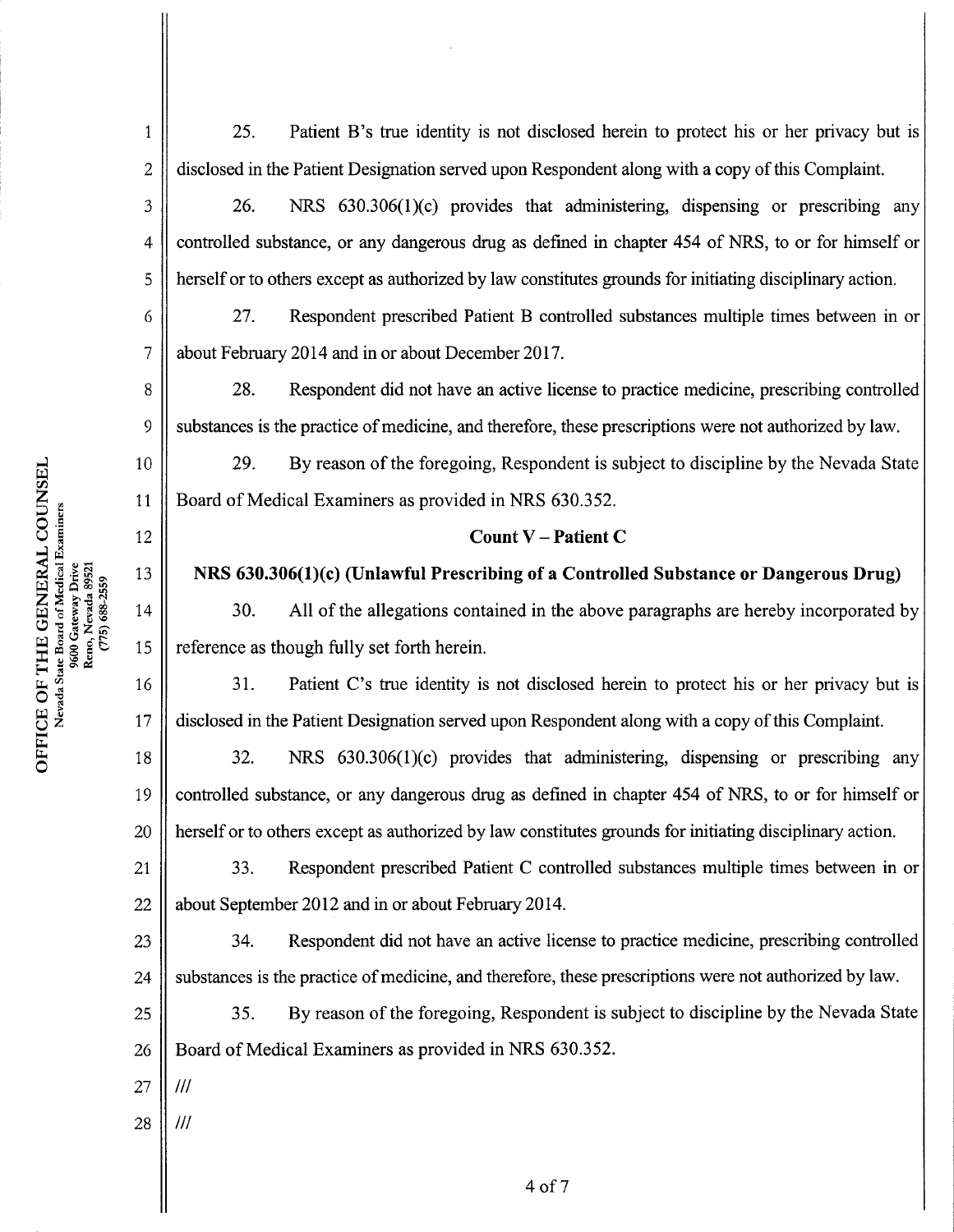25. Patient B's true identity is not disclosed herein to protect his or her privacy but is disclosed in the Patient Designation served upon Respondent along with a copy of this Complaint.

26. NRS 630.306(1)(c) provides that administering, dispensing or prescribing any controlled substance, or any dangerous drug as defined in chapter 454 of NRS, to or for himself or herself or to others except as authorized by law constitutes grounds for initiating disciplinary action.

27. Respondent prescribed Patient B controlled substances multiple times between in or about February 2014 and in or about December 2017.

28. Respondent did not have an active license to practice medicine, prescribing controlled substances is the practice of medicine, and therefore, these prescriptions were not authorized by law.

29. By reason of the foregoing, Respondent is subject to discipline by the Nevada State Board of Medical Examiners as provided in NRS 630.352.

**Count V – Patient C**

**NRS 630.306(1)(c) (Unlawful Prescribing of a Controlled Substance or Dangerous Drug)**

30. All of the allegations contained in the above paragraphs are hereby incorporated by reference as though fully set forth herein.

31. Patient C's true identity is not disclosed herein to protect his or her privacy but is disclosed in the Patient Designation served upon Respondent along with a copy of this Complaint.

32. NRS 630.306(1)(c) provides that administering, dispensing or prescribing any controlled substance, or any dangerous drug as defined in chapter 454 of NRS, to or for himself or herself or to others except as authorized by law constitutes grounds for initiating disciplinary action.

33. Respondent prescribed Patient C controlled substances multiple times between in or about September 2012 and in or about February 2014.

34. Respondent did not have an active license to practice medicine, prescribing controlled substances is the practice of medicine, and therefore, these prescriptions were not authorized by law.

35. By reason of the foregoing, Respondent is subject to discipline by the Nevada State Board of Medical Examiners as provided in NRS 630.352.

///

///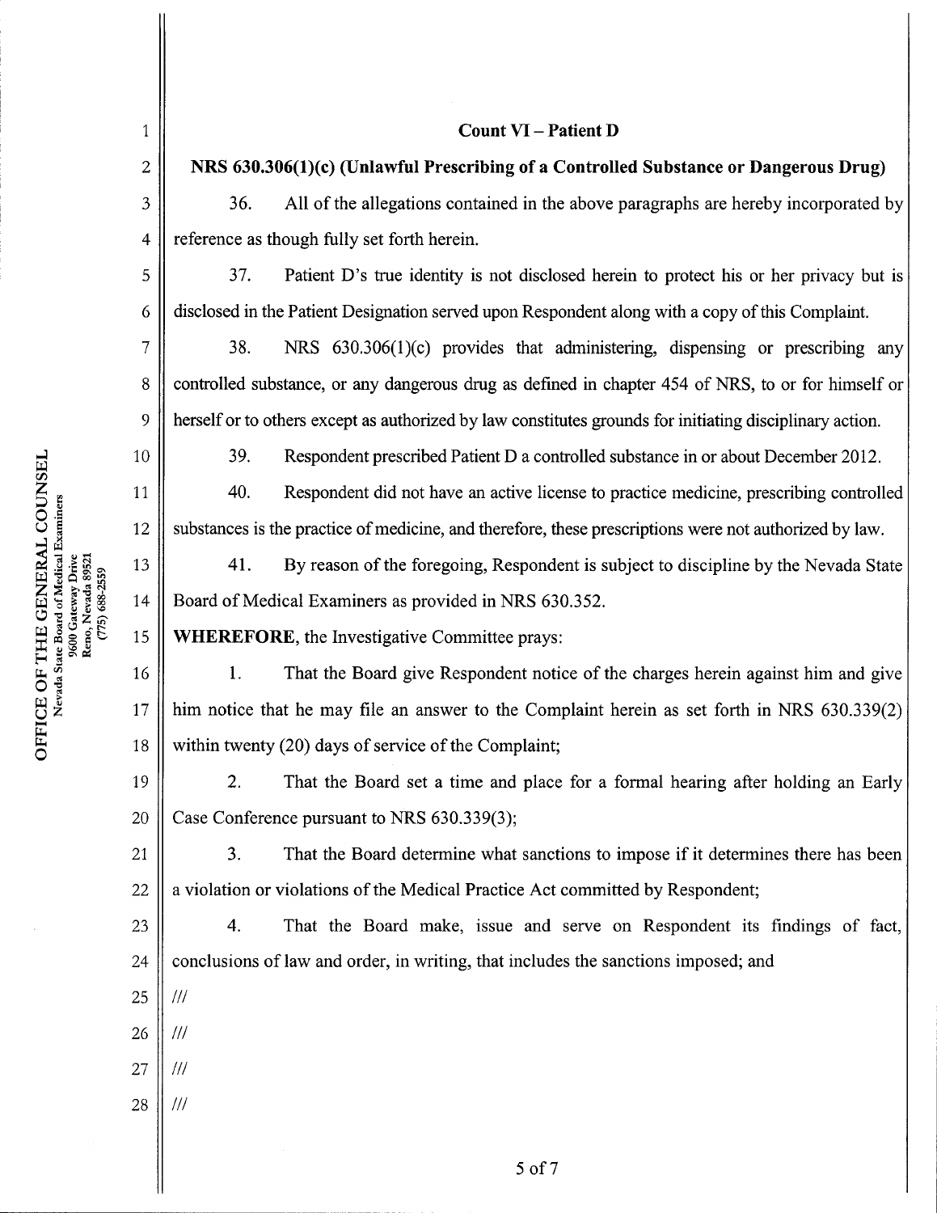**Count VI – Patient D**

**NRS 630.306(1)(c) (Unlawful Prescribing of a Controlled Substance or Dangerous Drug)**

36. All of the allegations contained in the above paragraphs are hereby incorporated by reference as though fully set forth herein.

37. Patient D's true identity is not disclosed herein to protect his or her privacy but is disclosed in the Patient Designation served upon Respondent along with a copy of this Complaint.

38. NRS 630.306(1)(c) provides that administering, dispensing or prescribing any controlled substance, or any dangerous drug as defined in chapter 454 of NRS, to or for himself or herself or to others except as authorized by law constitutes grounds for initiating disciplinary action.

39. Respondent prescribed Patient D a controlled substance in or about December 2012.

40. Respondent did not have an active license to practice medicine, prescribing controlled substances is the practice of medicine, and therefore, these prescriptions were not authorized by law.

41. By reason of the foregoing, Respondent is subject to discipline by the Nevada State Board of Medical Examiners as provided in NRS 630.352.

**WHEREFORE**, the Investigative Committee prays:

1. That the Board give Respondent notice of the charges herein against him and give him notice that he may file an answer to the Complaint herein as set forth in NRS 630.339(2) within twenty (20) days of service of the Complaint;

2. That the Board set a time and place for a formal hearing after holding an Early Case Conference pursuant to NRS 630.339(3);

3. That the Board determine what sanctions to impose if it determines there has been a violation or violations of the Medical Practice Act committed by Respondent;

4. That the Board make, issue and serve on Respondent its findings of fact, conclusions of law and order, in writing, that includes the sanctions imposed; and

///

///

///

///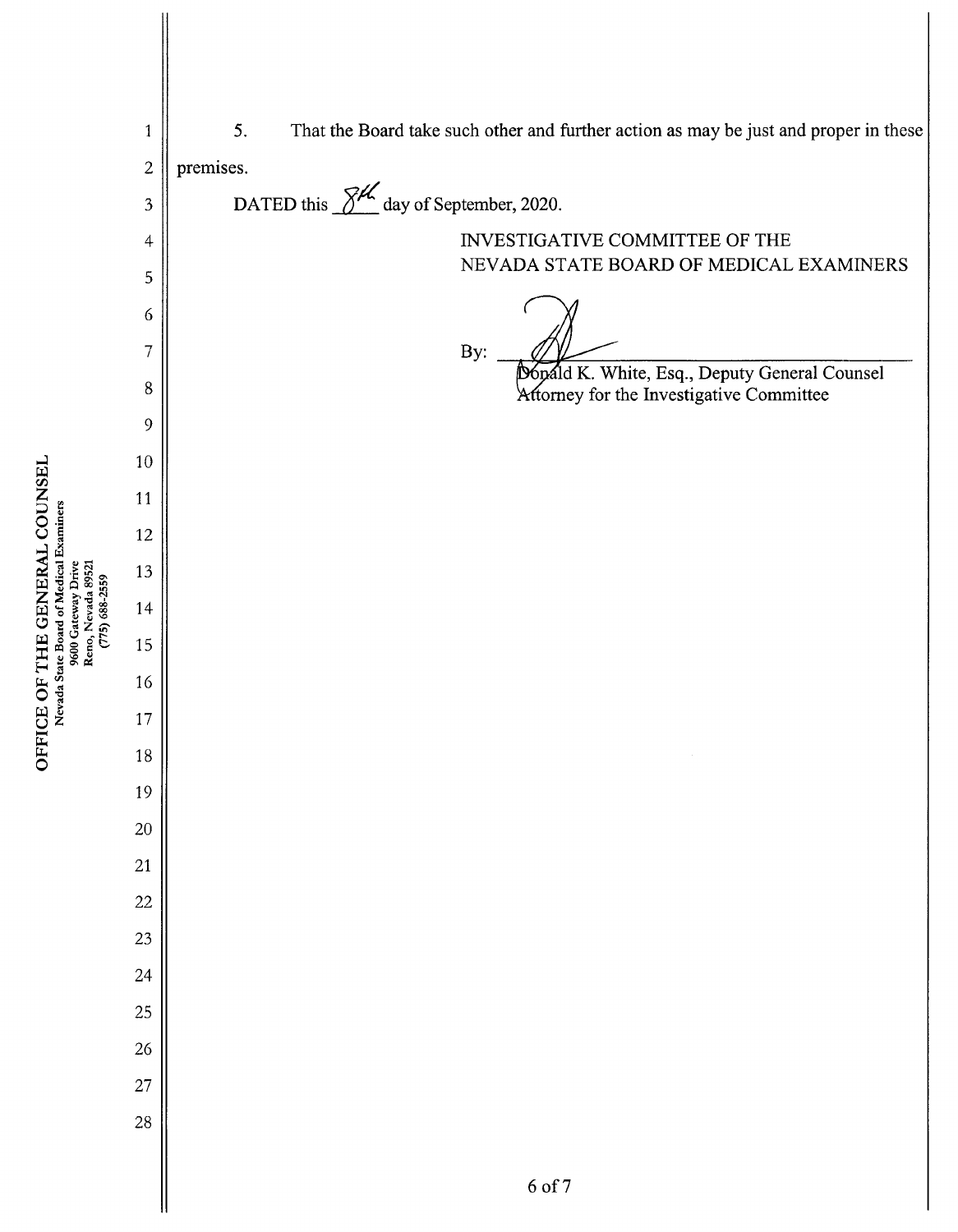5. That the Board take such other and further action as may be just and proper in these premises.

DATED this 8th day of September, 2020.

INVESTIGATIVE COMMITTEE OF THE
NEVADA STATE BOARD OF MEDICAL EXAMINERS

By: ______________________________
Donald K. White, Esq., Deputy General Counsel
Attorney for the Investigative Committee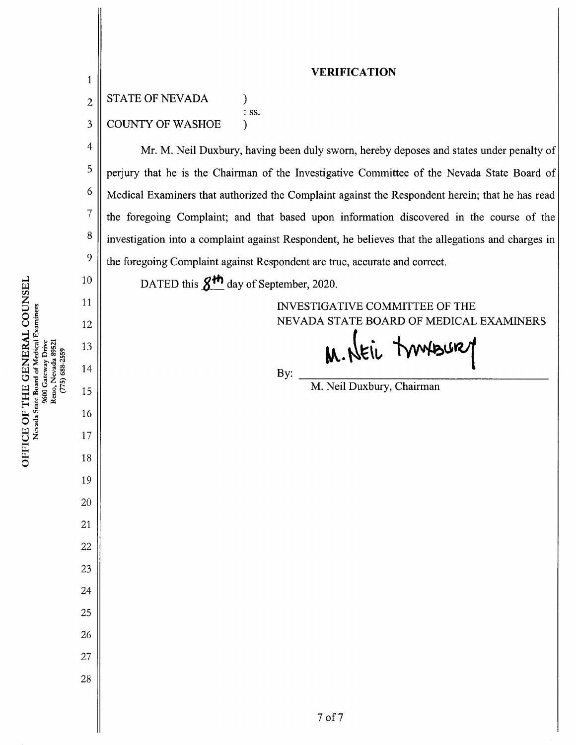**VERIFICATION**

STATE OF NEVADA )
: ss.
COUNTY OF WASHOE )

Mr. M. Neil Duxbury, having been duly sworn, hereby deposes and states under penalty of perjury that he is the Chairman of the Investigative Committee of the Nevada State Board of Medical Examiners that authorized the Complaint against the Respondent herein; that he has read the foregoing Complaint; and that based upon information discovered in the course of the investigation into a complaint against Respondent, he believes that the allegations and charges in the foregoing Complaint against Respondent are true, accurate and correct.

DATED this 8th day of September, 2020.

INVESTIGATIVE COMMITTEE OF THE
NEVADA STATE BOARD OF MEDICAL EXAMINERS

By: M. Neil Duxbury
M. Neil Duxbury, Chairman

OFFICE OF THE GENERAL COUNSEL
Nevada State Board of Medical Examiners
9600 Gateway Drive
Reno, Nevada 89521
(775) 688-2559